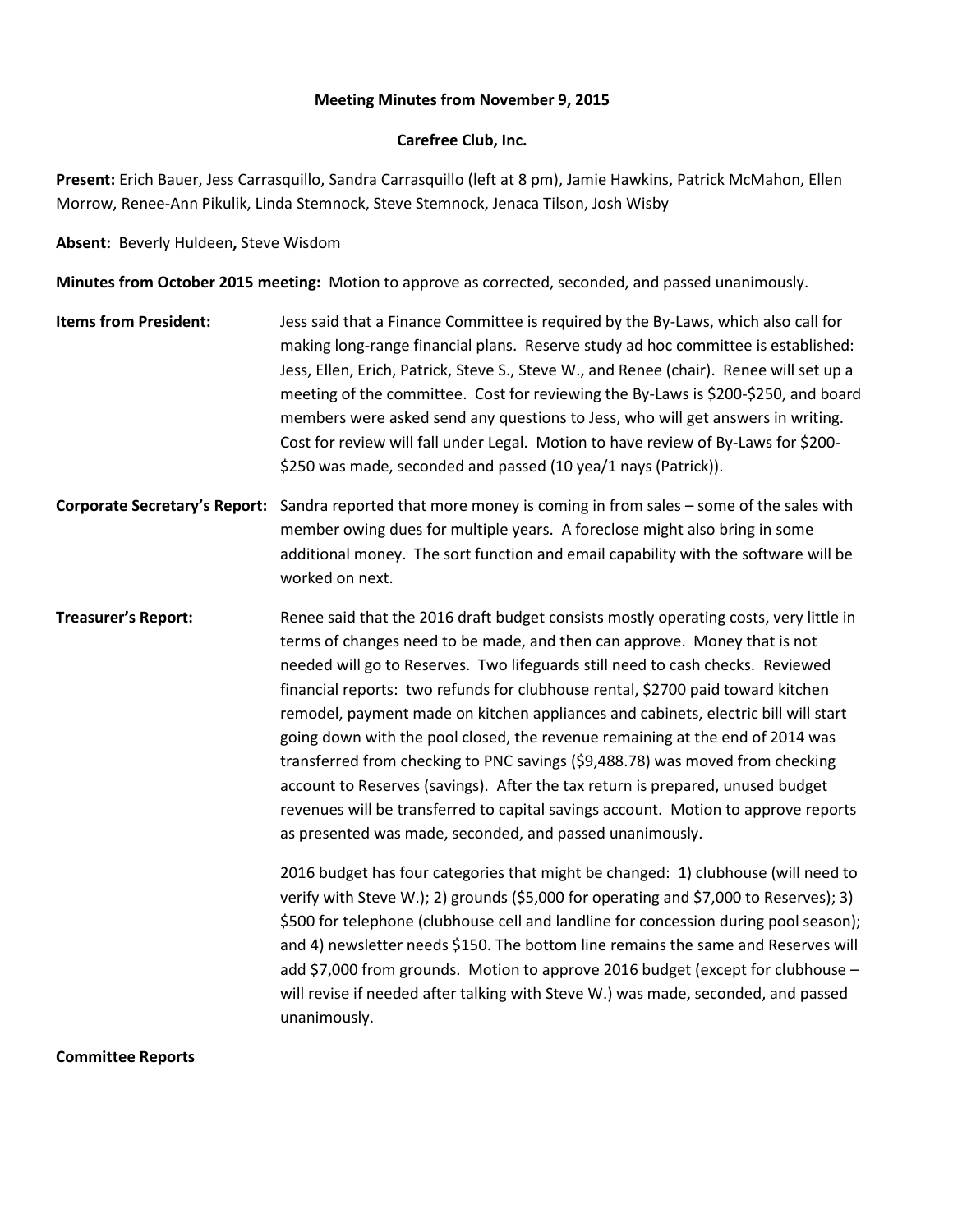**Meeting Minutes from November 9, 2015**

**Carefree Club, Inc.**

**Present:** Erich Bauer, Jess Carrasquillo, Sandra Carrasquillo (left at 8 pm), Jamie Hawkins, Patrick McMahon, Ellen Morrow, Renee-Ann Pikulik, Linda Stemnock, Steve Stemnock, Jenaca Tilson, Josh Wisby

**Absent:** Beverly Huldeen**,** Steve Wisdom

**Minutes from October 2015 meeting:** Motion to approve as corrected, seconded, and passed unanimously.

**Items from President:** Jess said that a Finance Committee is required by the By-Laws, which also call for making long-range financial plans. Reserve study ad hoc committee is established: Jess, Ellen, Erich, Patrick, Steve S., Steve W., and Renee (chair). Renee will set up a meeting of the committee. Cost for reviewing the By-Laws is $200-$250, and board members were asked send any questions to Jess, who will get answers in writing. Cost for review will fall under Legal. Motion to have review of By-Laws for $200-$250 was made, seconded and passed (10 yea/1 nays (Patrick)).

**Corporate Secretary's Report:** Sandra reported that more money is coming in from sales – some of the sales with member owing dues for multiple years. A foreclose might also bring in some additional money. The sort function and email capability with the software will be worked on next.

**Treasurer's Report:** Renee said that the 2016 draft budget consists mostly operating costs, very little in terms of changes need to be made, and then can approve. Money that is not needed will go to Reserves. Two lifeguards still need to cash checks. Reviewed financial reports: two refunds for clubhouse rental, $2700 paid toward kitchen remodel, payment made on kitchen appliances and cabinets, electric bill will start going down with the pool closed, the revenue remaining at the end of 2014 was transferred from checking to PNC savings ($9,488.78) was moved from checking account to Reserves (savings). After the tax return is prepared, unused budget revenues will be transferred to capital savings account. Motion to approve reports as presented was made, seconded, and passed unanimously.

2016 budget has four categories that might be changed: 1) clubhouse (will need to verify with Steve W.); 2) grounds ($5,000 for operating and $7,000 to Reserves); 3) $500 for telephone (clubhouse cell and landline for concession during pool season); and 4) newsletter needs $150. The bottom line remains the same and Reserves will add $7,000 from grounds. Motion to approve 2016 budget (except for clubhouse – will revise if needed after talking with Steve W.) was made, seconded, and passed unanimously.

**Committee Reports**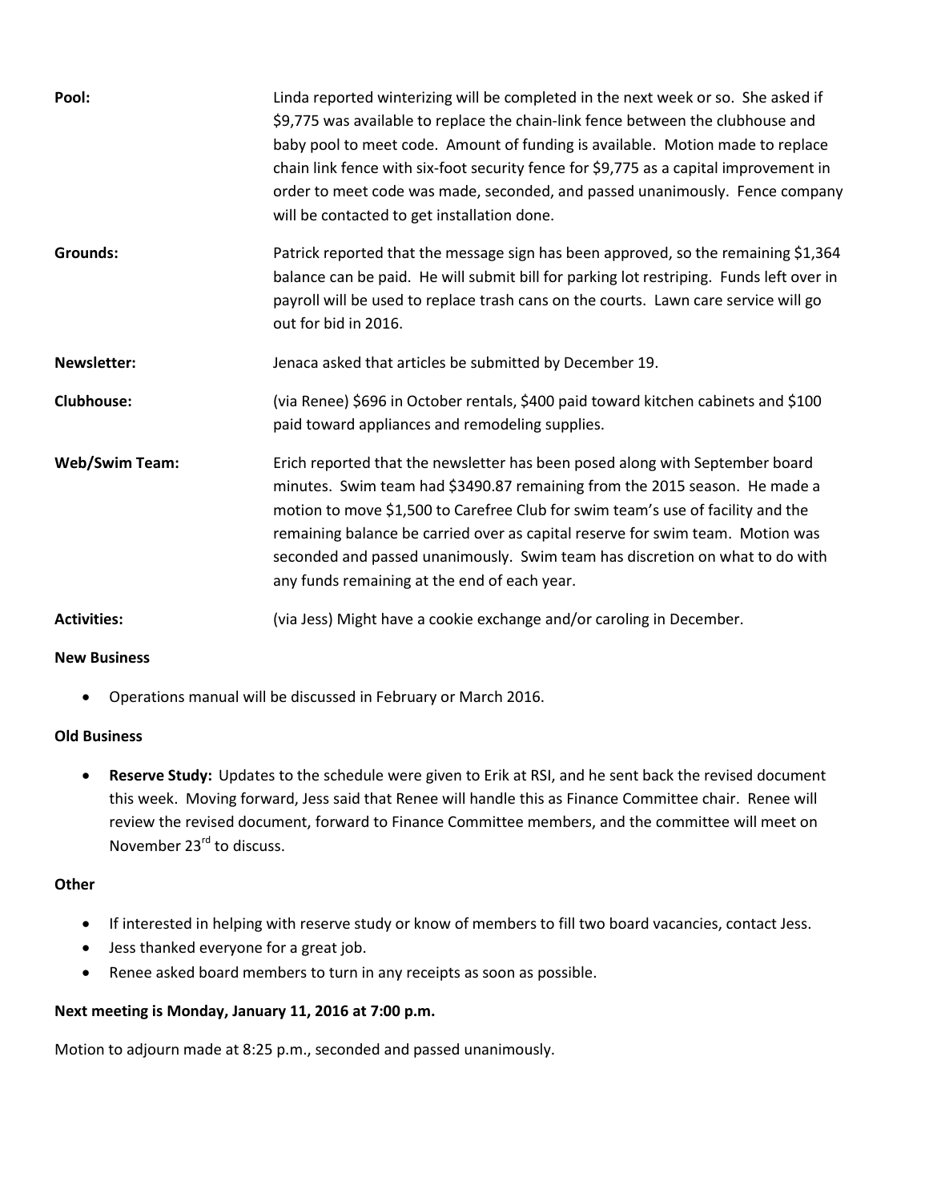**Pool:** Linda reported winterizing will be completed in the next week or so. She asked if $9,775 was available to replace the chain-link fence between the clubhouse and baby pool to meet code. Amount of funding is available. Motion made to replace chain link fence with six-foot security fence for $9,775 as a capital improvement in order to meet code was made, seconded, and passed unanimously. Fence company will be contacted to get installation done.

**Grounds:** Patrick reported that the message sign has been approved, so the remaining $1,364 balance can be paid. He will submit bill for parking lot restriping. Funds left over in payroll will be used to replace trash cans on the courts. Lawn care service will go out for bid in 2016.

**Newsletter:** Jenaca asked that articles be submitted by December 19.

**Clubhouse:** (via Renee) $696 in October rentals, $400 paid toward kitchen cabinets and $100 paid toward appliances and remodeling supplies.

**Web/Swim Team:** Erich reported that the newsletter has been posed along with September board minutes. Swim team had $3490.87 remaining from the 2015 season. He made a motion to move $1,500 to Carefree Club for swim team's use of facility and the remaining balance be carried over as capital reserve for swim team. Motion was seconded and passed unanimously. Swim team has discretion on what to do with any funds remaining at the end of each year.

**Activities:** (via Jess) Might have a cookie exchange and/or caroling in December.

**New Business**

- Operations manual will be discussed in February or March 2016.

**Old Business**

- **Reserve Study:** Updates to the schedule were given to Erik at RSI, and he sent back the revised document this week. Moving forward, Jess said that Renee will handle this as Finance Committee chair. Renee will review the revised document, forward to Finance Committee members, and the committee will meet on November 23rd to discuss.

**Other**

- If interested in helping with reserve study or know of members to fill two board vacancies, contact Jess.
- Jess thanked everyone for a great job.
- Renee asked board members to turn in any receipts as soon as possible.

**Next meeting is Monday, January 11, 2016 at 7:00 p.m.**

Motion to adjourn made at 8:25 p.m., seconded and passed unanimously.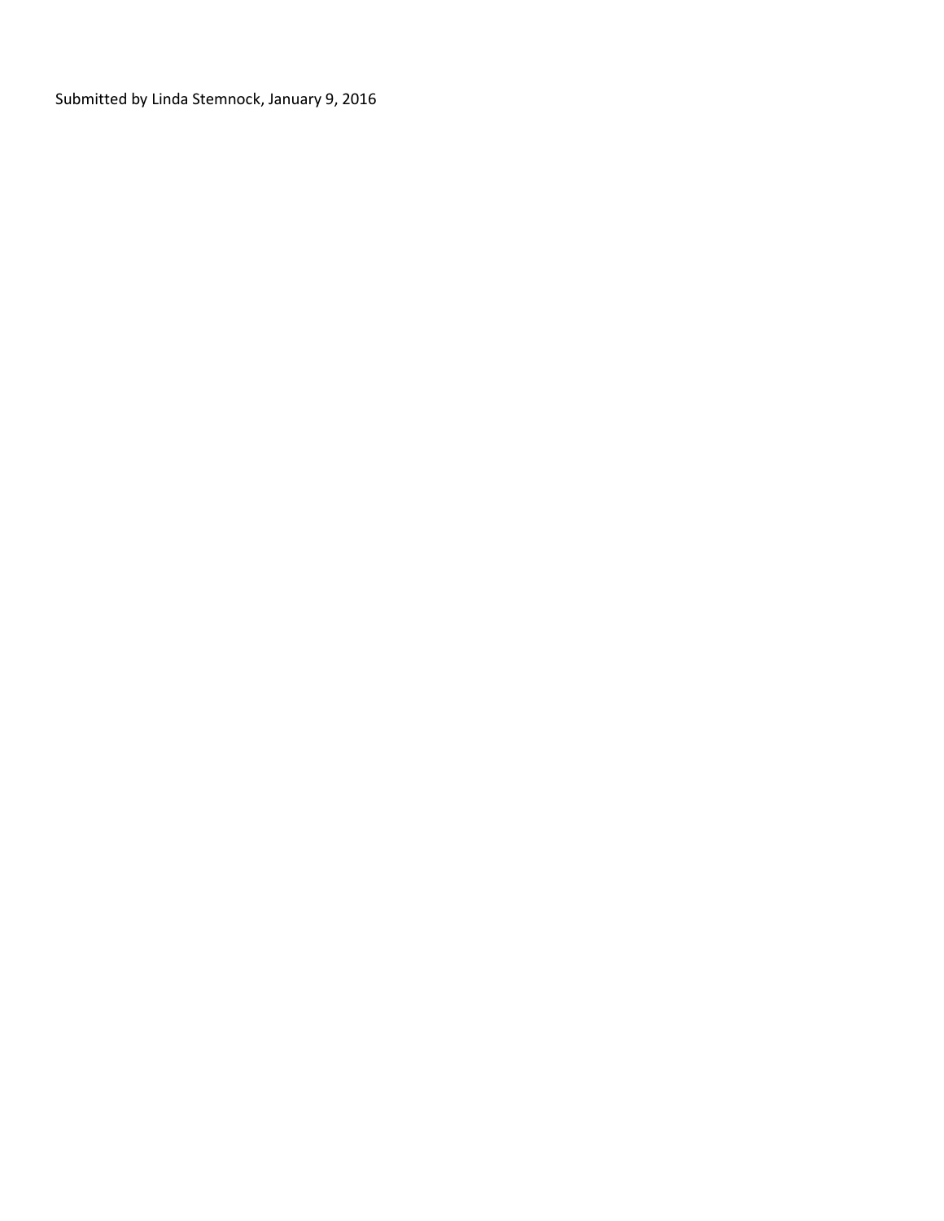Submitted by Linda Stemnock, January 9, 2016